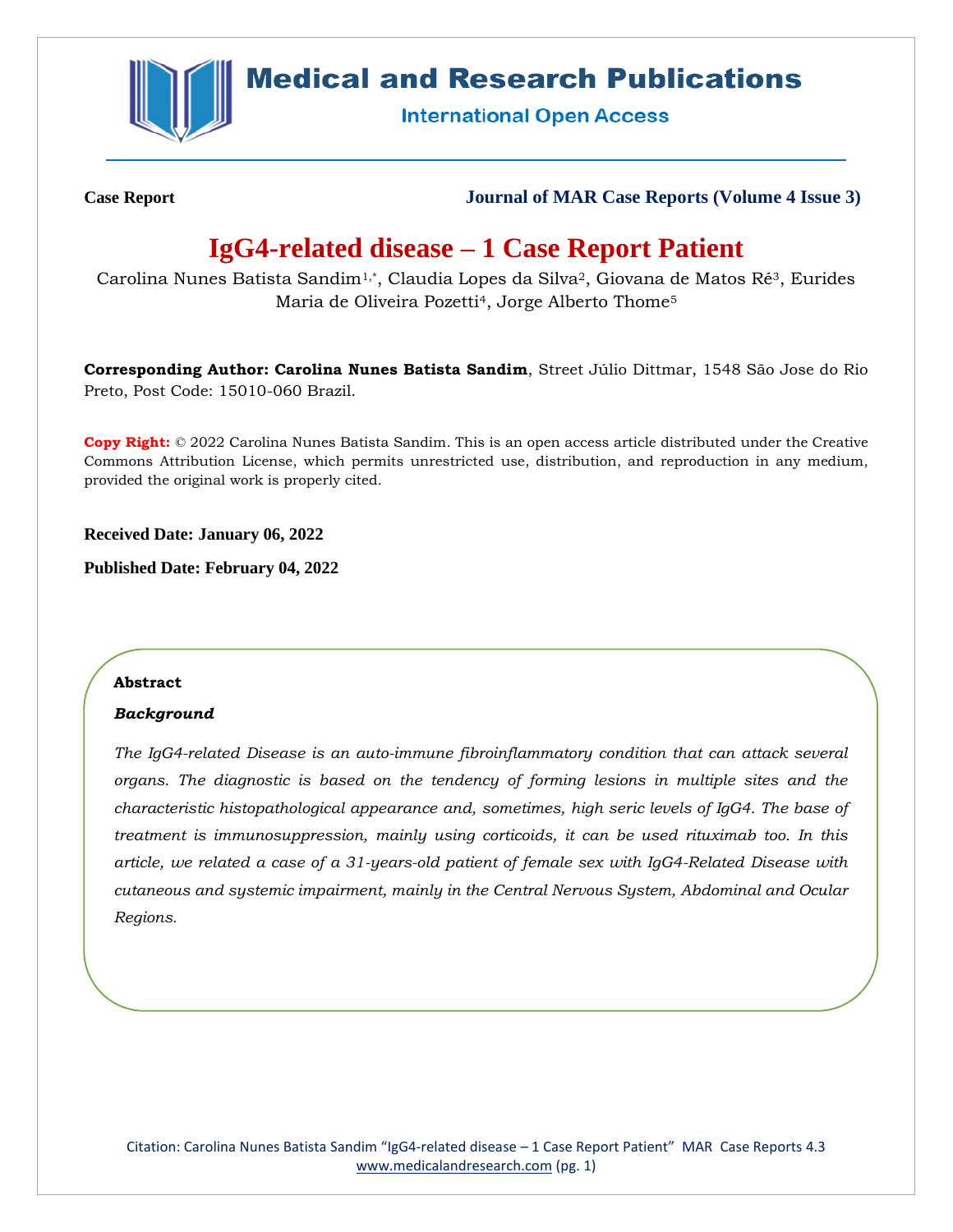Case Report

Journal of MAR Case Reports (Volume 4 Issue 3)

# IgG4-related disease – 1 Case Report Patient

Carolina Nunes Batista Sandim[1,*], Claudia Lopes da Silva[2], Giovana de Matos Ré[3], Eurides Maria de Oliveira Pozetti[4], Jorge Alberto Thome[5]

**Corresponding Author: Carolina Nunes Batista Sandim**, Street Júlio Dittmar, 1548 São Jose do Rio Preto, Post Code: 15010-060 Brazil.

**Copy Right:** © 2022 Carolina Nunes Batista Sandim. This is an open access article distributed under the Creative Commons Attribution License, which permits unrestricted use, distribution, and reproduction in any medium, provided the original work is properly cited.

**Received Date: January 06, 2022**

**Published Date: February 04, 2022**

## Abstract

### *Background*

*The IgG4-related Disease is an auto-immune fibroinflammatory condition that can attack several organs. The diagnostic is based on the tendency of forming lesions in multiple sites and the characteristic histopathological appearance and, sometimes, high seric levels of IgG4. The base of treatment is immunosuppression, mainly using corticoids, it can be used rituximab too. In this article, we related a case of a 31-years-old patient of female sex with IgG4-Related Disease with cutaneous and systemic impairment, mainly in the Central Nervous System, Abdominal and Ocular Regions.*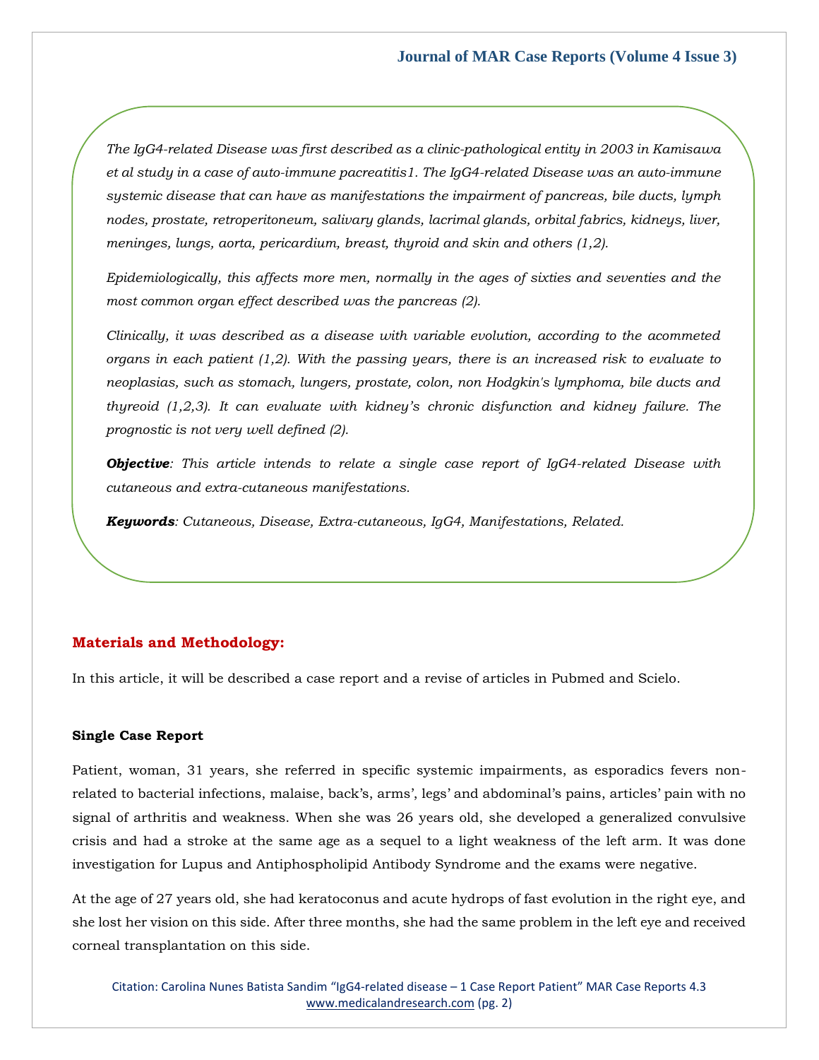*The IgG4-related Disease was first described as a clinic-pathological entity in 2003 in Kamisawa et al study in a case of auto-immune pacreatitis1. The IgG4-related Disease was an auto-immune systemic disease that can have as manifestations the impairment of pancreas, bile ducts, lymph nodes, prostate, retroperitoneum, salivary glands, lacrimal glands, orbital fabrics, kidneys, liver, meninges, lungs, aorta, pericardium, breast, thyroid and skin and others (1,2).*

*Epidemiologically, this affects more men, normally in the ages of sixties and seventies and the most common organ effect described was the pancreas (2).*

*Clinically, it was described as a disease with variable evolution, according to the acommeted organs in each patient (1,2). With the passing years, there is an increased risk to evaluate to neoplasias, such as stomach, lungers, prostate, colon, non Hodgkin's lymphoma, bile ducts and thyreoid (1,2,3). It can evaluate with kidney's chronic disfunction and kidney failure. The prognostic is not very well defined (2).*

***Objective**: This article intends to relate a single case report of IgG4-related Disease with cutaneous and extra-cutaneous manifestations.*

***Keywords**: Cutaneous, Disease, Extra-cutaneous, IgG4, Manifestations, Related.*

## Materials and Methodology:

In this article, it will be described a case report and a revise of articles in Pubmed and Scielo.

### Single Case Report

Patient, woman, 31 years, she referred in specific systemic impairments, as esporadics fevers non-related to bacterial infections, malaise, back's, arms', legs' and abdominal's pains, articles' pain with no signal of arthritis and weakness. When she was 26 years old, she developed a generalized convulsive crisis and had a stroke at the same age as a sequel to a light weakness of the left arm. It was done investigation for Lupus and Antiphospholipid Antibody Syndrome and the exams were negative.

At the age of 27 years old, she had keratoconus and acute hydrops of fast evolution in the right eye, and she lost her vision on this side. After three months, she had the same problem in the left eye and received corneal transplantation on this side.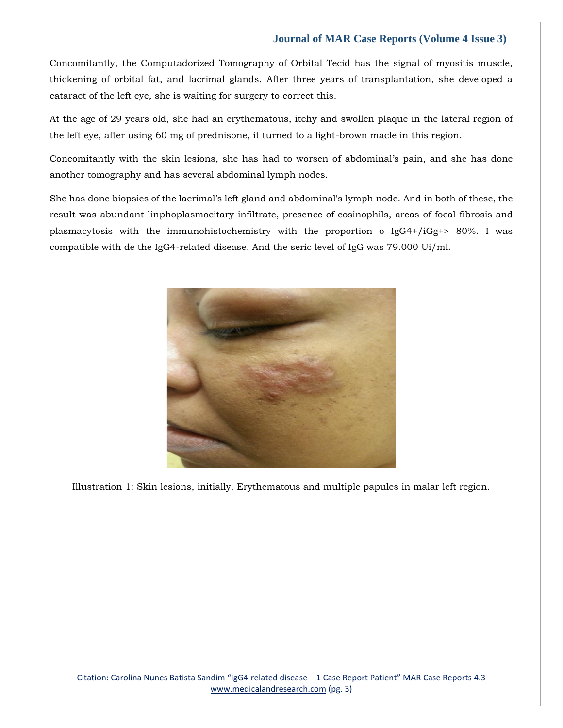Concomitantly, the Computadorized Tomography of Orbital Tecid has the signal of myositis muscle, thickening of orbital fat, and lacrimal glands. After three years of transplantation, she developed a cataract of the left eye, she is waiting for surgery to correct this.

At the age of 29 years old, she had an erythematous, itchy and swollen plaque in the lateral region of the left eye, after using 60 mg of prednisone, it turned to a light-brown macle in this region.

Concomitantly with the skin lesions, she has had to worsen of abdominal's pain, and she has done another tomography and has several abdominal lymph nodes.

She has done biopsies of the lacrimal's left gland and abdominal's lymph node. And in both of these, the result was abundant linphoplasmocitary infiltrate, presence of eosinophils, areas of focal fibrosis and plasmacytosis with the immunohistochemistry with the proportion o IgG4+/iGg+> 80%. I was compatible with de the IgG4-related disease. And the seric level of IgG was 79.000 Ui/ml.

Illustration 1: Skin lesions, initially. Erythematous and multiple papules in malar left region.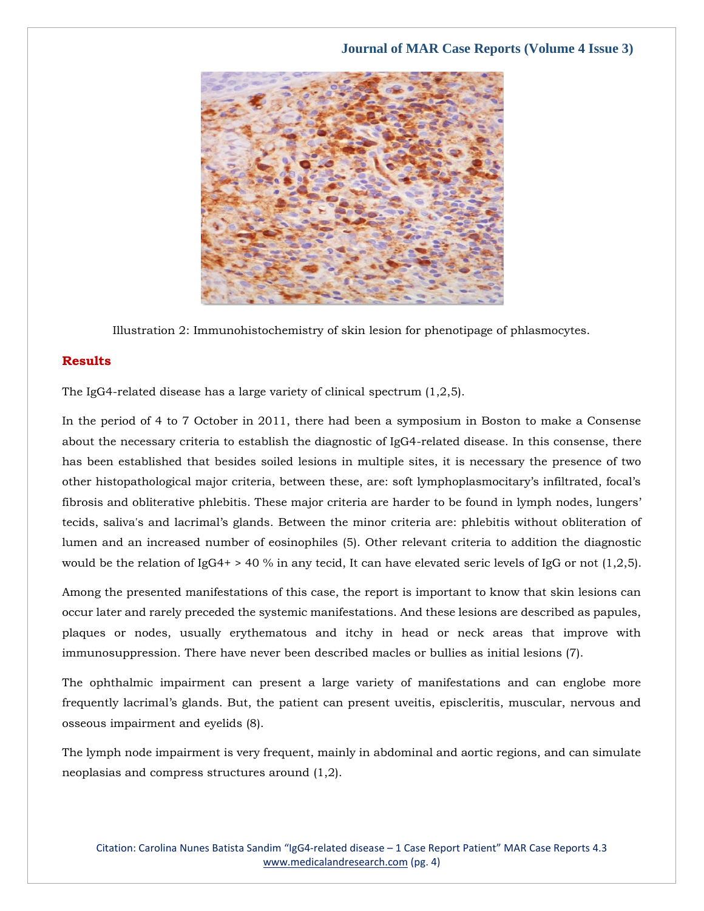Illustration 2: Immunohistochemistry of skin lesion for phenotipage of phlasmocytes.

## Results

The IgG4-related disease has a large variety of clinical spectrum (1,2,5).

In the period of 4 to 7 October in 2011, there had been a symposium in Boston to make a Consense about the necessary criteria to establish the diagnostic of IgG4-related disease. In this consense, there has been established that besides soiled lesions in multiple sites, it is necessary the presence of two other histopathological major criteria, between these, are: soft lymphoplasmocitary's infiltrated, focal's fibrosis and obliterative phlebitis. These major criteria are harder to be found in lymph nodes, lungers' tecids, saliva's and lacrimal's glands. Between the minor criteria are: phlebitis without obliteration of lumen and an increased number of eosinophiles (5). Other relevant criteria to addition the diagnostic would be the relation of IgG4+ > 40 % in any tecid, It can have elevated seric levels of IgG or not (1,2,5).

Among the presented manifestations of this case, the report is important to know that skin lesions can occur later and rarely preceded the systemic manifestations. And these lesions are described as papules, plaques or nodes, usually erythematous and itchy in head or neck areas that improve with immunosuppression. There have never been described macles or bullies as initial lesions (7).

The ophthalmic impairment can present a large variety of manifestations and can englobe more frequently lacrimal's glands. But, the patient can present uveitis, episcleritis, muscular, nervous and osseous impairment and eyelids (8).

The lymph node impairment is very frequent, mainly in abdominal and aortic regions, and can simulate neoplasias and compress structures around (1,2).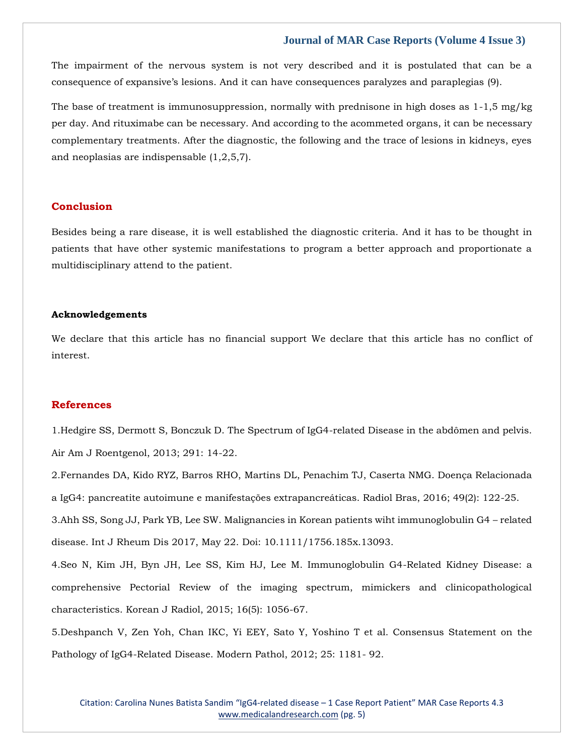The impairment of the nervous system is not very described and it is postulated that can be a consequence of expansive's lesions. And it can have consequences paralyzes and paraplegias (9).

The base of treatment is immunosuppression, normally with prednisone in high doses as 1-1,5 mg/kg per day. And rituximabe can be necessary. And according to the acommeted organs, it can be necessary complementary treatments. After the diagnostic, the following and the trace of lesions in kidneys, eyes and neoplasias are indispensable (1,2,5,7).

## Conclusion

Besides being a rare disease, it is well established the diagnostic criteria. And it has to be thought in patients that have other systemic manifestations to program a better approach and proportionate a multidisciplinary attend to the patient.

### Acknowledgements

We declare that this article has no financial support We declare that this article has no conflict of interest.

## References

1.Hedgire SS, Dermott S, Bonczuk D. The Spectrum of IgG4-related Disease in the abdômen and pelvis. Air Am J Roentgenol, 2013; 291: 14-22.

2.Fernandes DA, Kido RYZ, Barros RHO, Martins DL, Penachim TJ, Caserta NMG. Doença Relacionada a IgG4: pancreatite autoimune e manifestações extrapancreáticas. Radiol Bras, 2016; 49(2): 122-25.

3.Ahh SS, Song JJ, Park YB, Lee SW. Malignancies in Korean patients wiht immunoglobulin G4 – related disease. Int J Rheum Dis 2017, May 22. Doi: 10.1111/1756.185x.13093.

4.Seo N, Kim JH, Byn JH, Lee SS, Kim HJ, Lee M. Immunoglobulin G4-Related Kidney Disease: a comprehensive Pectorial Review of the imaging spectrum, mimickers and clinicopathological characteristics. Korean J Radiol, 2015; 16(5): 1056-67.

5.Deshpanch V, Zen Yoh, Chan IKC, Yi EEY, Sato Y, Yoshino T et al. Consensus Statement on the Pathology of IgG4-Related Disease. Modern Pathol, 2012; 25: 1181- 92.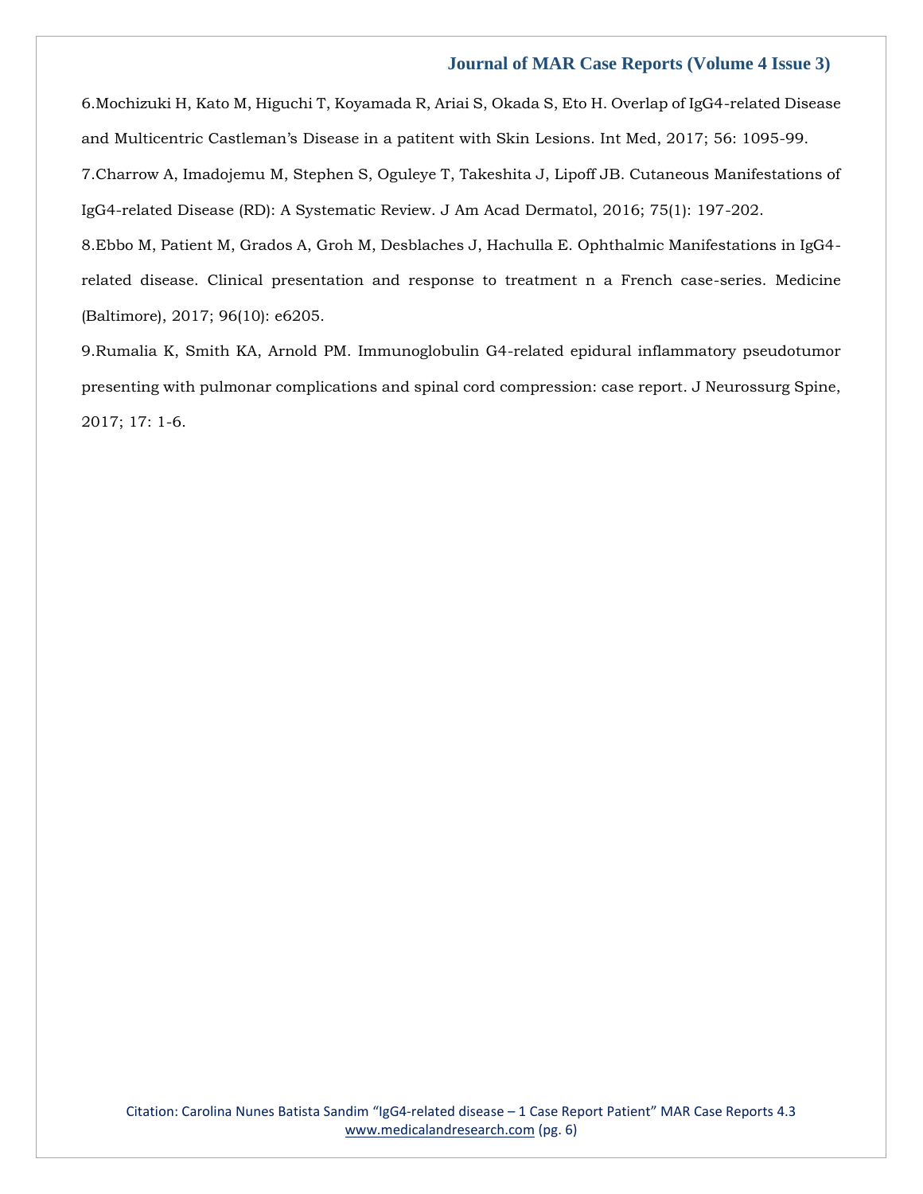6.Mochizuki H, Kato M, Higuchi T, Koyamada R, Ariai S, Okada S, Eto H. Overlap of IgG4-related Disease and Multicentric Castleman's Disease in a patitent with Skin Lesions. Int Med, 2017; 56: 1095-99.

7.Charrow A, Imadojemu M, Stephen S, Oguleye T, Takeshita J, Lipoff JB. Cutaneous Manifestations of IgG4-related Disease (RD): A Systematic Review. J Am Acad Dermatol, 2016; 75(1): 197-202.

8.Ebbo M, Patient M, Grados A, Groh M, Desblaches J, Hachulla E. Ophthalmic Manifestations in IgG4-related disease. Clinical presentation and response to treatment n a French case-series. Medicine (Baltimore), 2017; 96(10): e6205.

9.Rumalia K, Smith KA, Arnold PM. Immunoglobulin G4-related epidural inflammatory pseudotumor presenting with pulmonar complications and spinal cord compression: case report. J Neurossurg Spine, 2017; 17: 1-6.